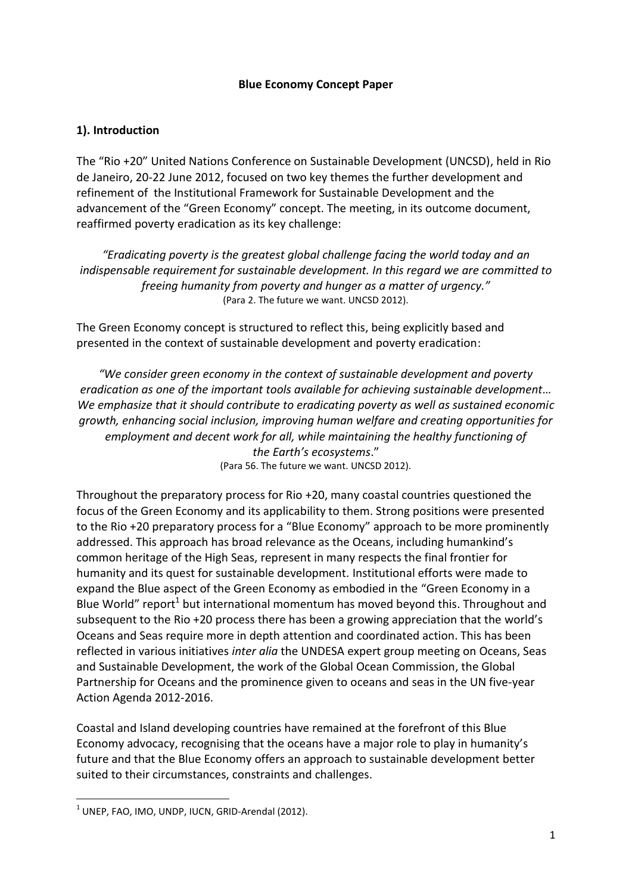**Blue Economy Concept Paper**

## 1). Introduction

The "Rio +20" United Nations Conference on Sustainable Development (UNCSD), held in Rio de Janeiro, 20-22 June 2012, focused on two key themes the further development and refinement of the Institutional Framework for Sustainable Development and the advancement of the "Green Economy" concept. The meeting, in its outcome document, reaffirmed poverty eradication as its key challenge:

> *"Eradicating poverty is the greatest global challenge facing the world today and an indispensable requirement for sustainable development. In this regard we are committed to freeing humanity from poverty and hunger as a matter of urgency."*
> (Para 2. The future we want. UNCSD 2012).

The Green Economy concept is structured to reflect this, being explicitly based and presented in the context of sustainable development and poverty eradication:

> *"We consider green economy in the context of sustainable development and poverty eradication as one of the important tools available for achieving sustainable development… We emphasize that it should contribute to eradicating poverty as well as sustained economic growth, enhancing social inclusion, improving human welfare and creating opportunities for employment and decent work for all, while maintaining the healthy functioning of the Earth's ecosystems*."
> (Para 56. The future we want. UNCSD 2012).

Throughout the preparatory process for Rio +20, many coastal countries questioned the focus of the Green Economy and its applicability to them. Strong positions were presented to the Rio +20 preparatory process for a "Blue Economy" approach to be more prominently addressed. This approach has broad relevance as the Oceans, including humankind's common heritage of the High Seas, represent in many respects the final frontier for humanity and its quest for sustainable development. Institutional efforts were made to expand the Blue aspect of the Green Economy as embodied in the "Green Economy in a Blue World" report[1] but international momentum has moved beyond this. Throughout and subsequent to the Rio +20 process there has been a growing appreciation that the world's Oceans and Seas require more in depth attention and coordinated action. This has been reflected in various initiatives *inter alia* the UNDESA expert group meeting on Oceans, Seas and Sustainable Development, the work of the Global Ocean Commission, the Global Partnership for Oceans and the prominence given to oceans and seas in the UN five-year Action Agenda 2012-2016.

Coastal and Island developing countries have remained at the forefront of this Blue Economy advocacy, recognising that the oceans have a major role to play in humanity's future and that the Blue Economy offers an approach to sustainable development better suited to their circumstances, constraints and challenges.

[1] UNEP, FAO, IMO, UNDP, IUCN, GRID-Arendal (2012).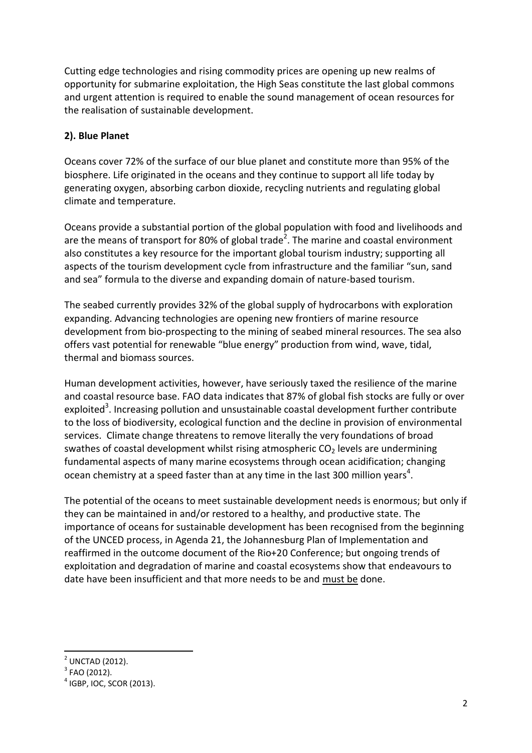Cutting edge technologies and rising commodity prices are opening up new realms of opportunity for submarine exploitation, the High Seas constitute the last global commons and urgent attention is required to enable the sound management of ocean resources for the realisation of sustainable development.

## 2). Blue Planet

Oceans cover 72% of the surface of our blue planet and constitute more than 95% of the biosphere. Life originated in the oceans and they continue to support all life today by generating oxygen, absorbing carbon dioxide, recycling nutrients and regulating global climate and temperature.

Oceans provide a substantial portion of the global population with food and livelihoods and are the means of transport for 80% of global trade[2]. The marine and coastal environment also constitutes a key resource for the important global tourism industry; supporting all aspects of the tourism development cycle from infrastructure and the familiar "sun, sand and sea" formula to the diverse and expanding domain of nature-based tourism.

The seabed currently provides 32% of the global supply of hydrocarbons with exploration expanding. Advancing technologies are opening new frontiers of marine resource development from bio-prospecting to the mining of seabed mineral resources. The sea also offers vast potential for renewable "blue energy" production from wind, wave, tidal, thermal and biomass sources.

Human development activities, however, have seriously taxed the resilience of the marine and coastal resource base. FAO data indicates that 87% of global fish stocks are fully or over exploited[3]. Increasing pollution and unsustainable coastal development further contribute to the loss of biodiversity, ecological function and the decline in provision of environmental services. Climate change threatens to remove literally the very foundations of broad swathes of coastal development whilst rising atmospheric $CO_2$ levels are undermining fundamental aspects of many marine ecosystems through ocean acidification; changing ocean chemistry at a speed faster than at any time in the last 300 million years[4].

The potential of the oceans to meet sustainable development needs is enormous; but only if they can be maintained in and/or restored to a healthy, and productive state. The importance of oceans for sustainable development has been recognised from the beginning of the UNCED process, in Agenda 21, the Johannesburg Plan of Implementation and reaffirmed in the outcome document of the Rio+20 Conference; but ongoing trends of exploitation and degradation of marine and coastal ecosystems show that endeavours to date have been insufficient and that more needs to be and <u>must be</u> done.

---

[2] UNCTAD (2012).

[3] FAO (2012).

[4] IGBP, IOC, SCOR (2013).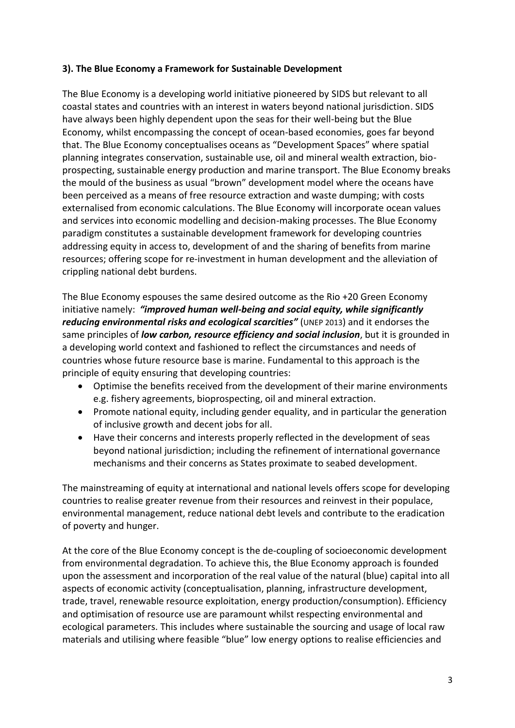### 3). The Blue Economy a Framework for Sustainable Development

The Blue Economy is a developing world initiative pioneered by SIDS but relevant to all coastal states and countries with an interest in waters beyond national jurisdiction. SIDS have always been highly dependent upon the seas for their well-being but the Blue Economy, whilst encompassing the concept of ocean-based economies, goes far beyond that. The Blue Economy conceptualises oceans as "Development Spaces" where spatial planning integrates conservation, sustainable use, oil and mineral wealth extraction, bio-prospecting, sustainable energy production and marine transport. The Blue Economy breaks the mould of the business as usual "brown" development model where the oceans have been perceived as a means of free resource extraction and waste dumping; with costs externalised from economic calculations. The Blue Economy will incorporate ocean values and services into economic modelling and decision-making processes. The Blue Economy paradigm constitutes a sustainable development framework for developing countries addressing equity in access to, development of and the sharing of benefits from marine resources; offering scope for re-investment in human development and the alleviation of crippling national debt burdens.

The Blue Economy espouses the same desired outcome as the Rio +20 Green Economy initiative namely: ***"improved human well-being and social equity, while significantly reducing environmental risks and ecological scarcities"*** (UNEP 2013) and it endorses the same principles of ***low carbon, resource efficiency and social inclusion***, but it is grounded in a developing world context and fashioned to reflect the circumstances and needs of countries whose future resource base is marine. Fundamental to this approach is the principle of equity ensuring that developing countries:

- Optimise the benefits received from the development of their marine environments e.g. fishery agreements, bioprospecting, oil and mineral extraction.
- Promote national equity, including gender equality, and in particular the generation of inclusive growth and decent jobs for all.
- Have their concerns and interests properly reflected in the development of seas beyond national jurisdiction; including the refinement of international governance mechanisms and their concerns as States proximate to seabed development.

The mainstreaming of equity at international and national levels offers scope for developing countries to realise greater revenue from their resources and reinvest in their populace, environmental management, reduce national debt levels and contribute to the eradication of poverty and hunger.

At the core of the Blue Economy concept is the de-coupling of socioeconomic development from environmental degradation. To achieve this, the Blue Economy approach is founded upon the assessment and incorporation of the real value of the natural (blue) capital into all aspects of economic activity (conceptualisation, planning, infrastructure development, trade, travel, renewable resource exploitation, energy production/consumption). Efficiency and optimisation of resource use are paramount whilst respecting environmental and ecological parameters. This includes where sustainable the sourcing and usage of local raw materials and utilising where feasible "blue" low energy options to realise efficiencies and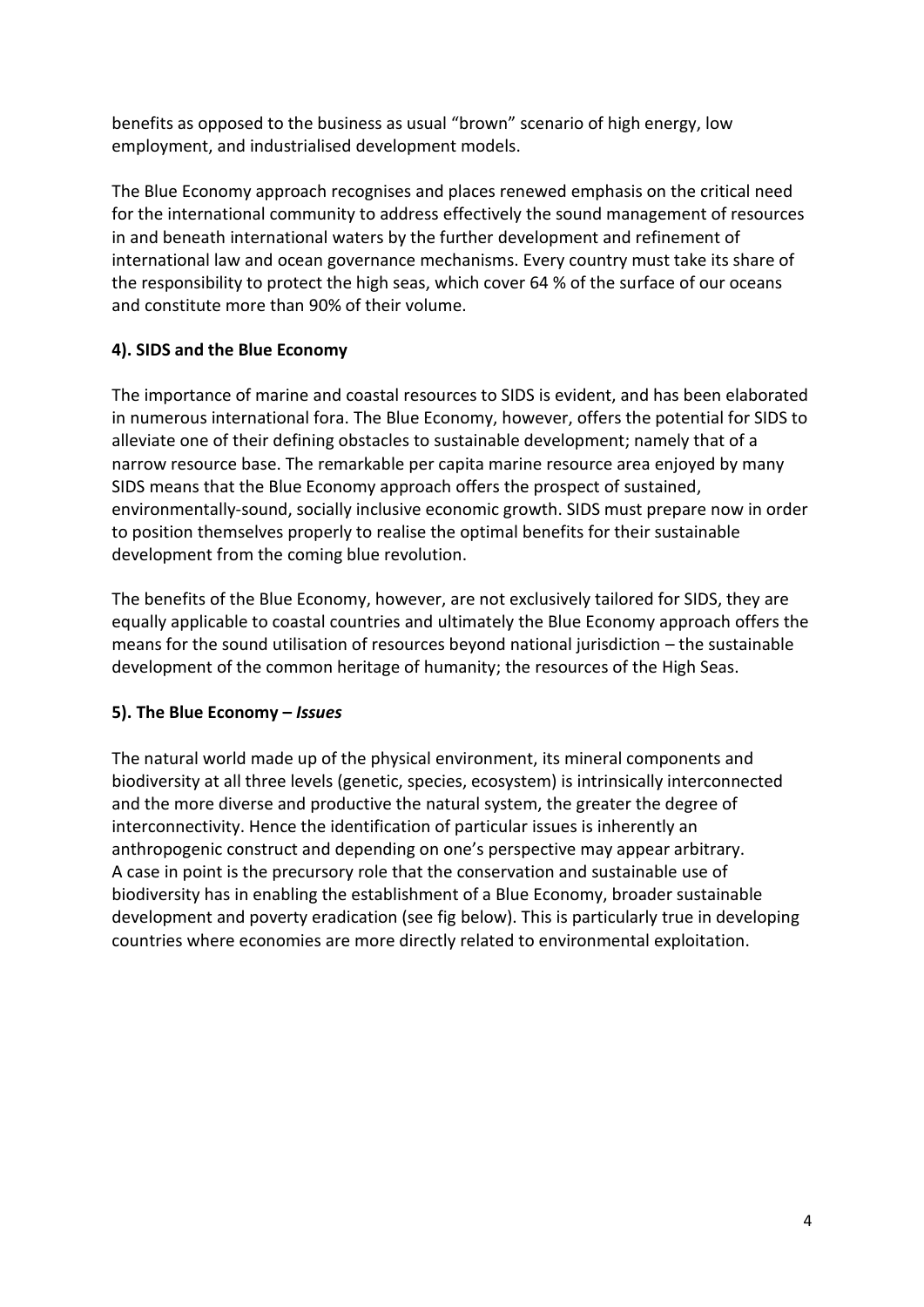benefits as opposed to the business as usual "brown" scenario of high energy, low employment, and industrialised development models.

The Blue Economy approach recognises and places renewed emphasis on the critical need for the international community to address effectively the sound management of resources in and beneath international waters by the further development and refinement of international law and ocean governance mechanisms. Every country must take its share of the responsibility to protect the high seas, which cover 64 % of the surface of our oceans and constitute more than 90% of their volume.

## 4). SIDS and the Blue Economy

The importance of marine and coastal resources to SIDS is evident, and has been elaborated in numerous international fora. The Blue Economy, however, offers the potential for SIDS to alleviate one of their defining obstacles to sustainable development; namely that of a narrow resource base. The remarkable per capita marine resource area enjoyed by many SIDS means that the Blue Economy approach offers the prospect of sustained, environmentally-sound, socially inclusive economic growth. SIDS must prepare now in order to position themselves properly to realise the optimal benefits for their sustainable development from the coming blue revolution.

The benefits of the Blue Economy, however, are not exclusively tailored for SIDS, they are equally applicable to coastal countries and ultimately the Blue Economy approach offers the means for the sound utilisation of resources beyond national jurisdiction – the sustainable development of the common heritage of humanity; the resources of the High Seas.

## 5). The Blue Economy – *Issues*

The natural world made up of the physical environment, its mineral components and biodiversity at all three levels (genetic, species, ecosystem) is intrinsically interconnected and the more diverse and productive the natural system, the greater the degree of interconnectivity. Hence the identification of particular issues is inherently an anthropogenic construct and depending on one's perspective may appear arbitrary. A case in point is the precursory role that the conservation and sustainable use of biodiversity has in enabling the establishment of a Blue Economy, broader sustainable development and poverty eradication (see fig below). This is particularly true in developing countries where economies are more directly related to environmental exploitation.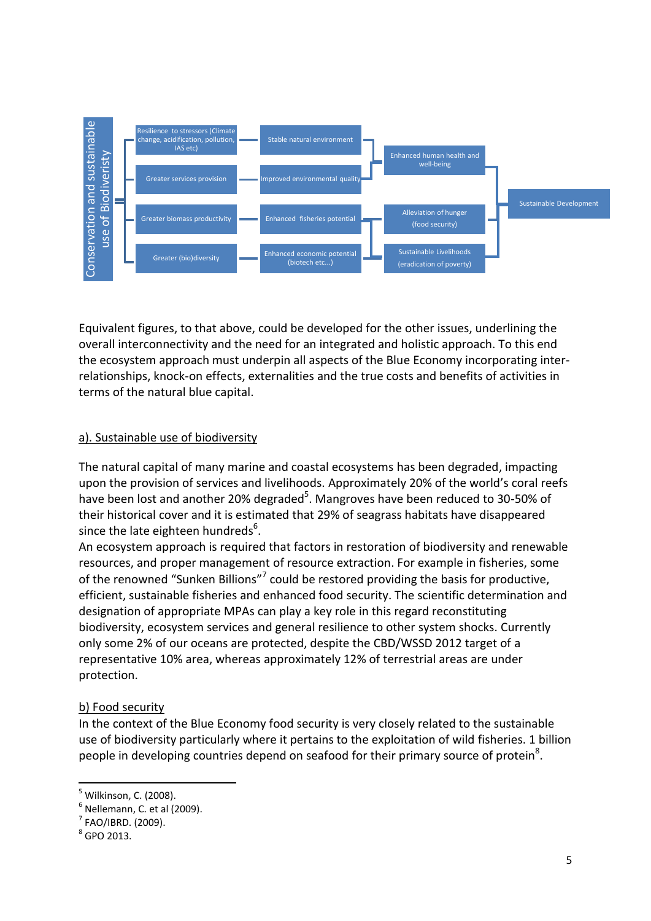**Conservation and sustainable use of Biodiveristy**

- Resilience to stressors (Climate change, acidification, pollution, IAS etc) → Stable natural environment
- Greater services provision → Improved environmental quality
- Greater biomass productivity → Enhanced fisheries potential
- Greater (bio)diversity → Enhanced economic potential (biotech etc...)

Stable natural environment / Improved environmental quality → Enhanced human health and well-being

Enhanced fisheries potential / Enhanced economic potential (biotech etc...) → Alleviation of hunger (food security); Sustainable Livelihoods (eradication of poverty)

Enhanced human health and well-being / Alleviation of hunger (food security) / Sustainable Livelihoods (eradication of poverty) → Sustainable Development

Equivalent figures, to that above, could be developed for the other issues, underlining the overall interconnectivity and the need for an integrated and holistic approach. To this end the ecosystem approach must underpin all aspects of the Blue Economy incorporating inter-relationships, knock-on effects, externalities and the true costs and benefits of activities in terms of the natural blue capital.

## a). Sustainable use of biodiversity

The natural capital of many marine and coastal ecosystems has been degraded, impacting upon the provision of services and livelihoods. Approximately 20% of the world's coral reefs have been lost and another 20% degraded[5]. Mangroves have been reduced to 30-50% of their historical cover and it is estimated that 29% of seagrass habitats have disappeared since the late eighteen hundreds[6].

An ecosystem approach is required that factors in restoration of biodiversity and renewable resources, and proper management of resource extraction. For example in fisheries, some of the renowned "Sunken Billions"[7] could be restored providing the basis for productive, efficient, sustainable fisheries and enhanced food security. The scientific determination and designation of appropriate MPAs can play a key role in this regard reconstituting biodiversity, ecosystem services and general resilience to other system shocks. Currently only some 2% of our oceans are protected, despite the CBD/WSSD 2012 target of a representative 10% area, whereas approximately 12% of terrestrial areas are under protection.

## b) Food security

In the context of the Blue Economy food security is very closely related to the sustainable use of biodiversity particularly where it pertains to the exploitation of wild fisheries. 1 billion people in developing countries depend on seafood for their primary source of protein[8].

---

[5] Wilkinson, C. (2008).

[6] Nellemann, C. et al (2009).

[7] FAO/IBRD. (2009).

[8] GPO 2013.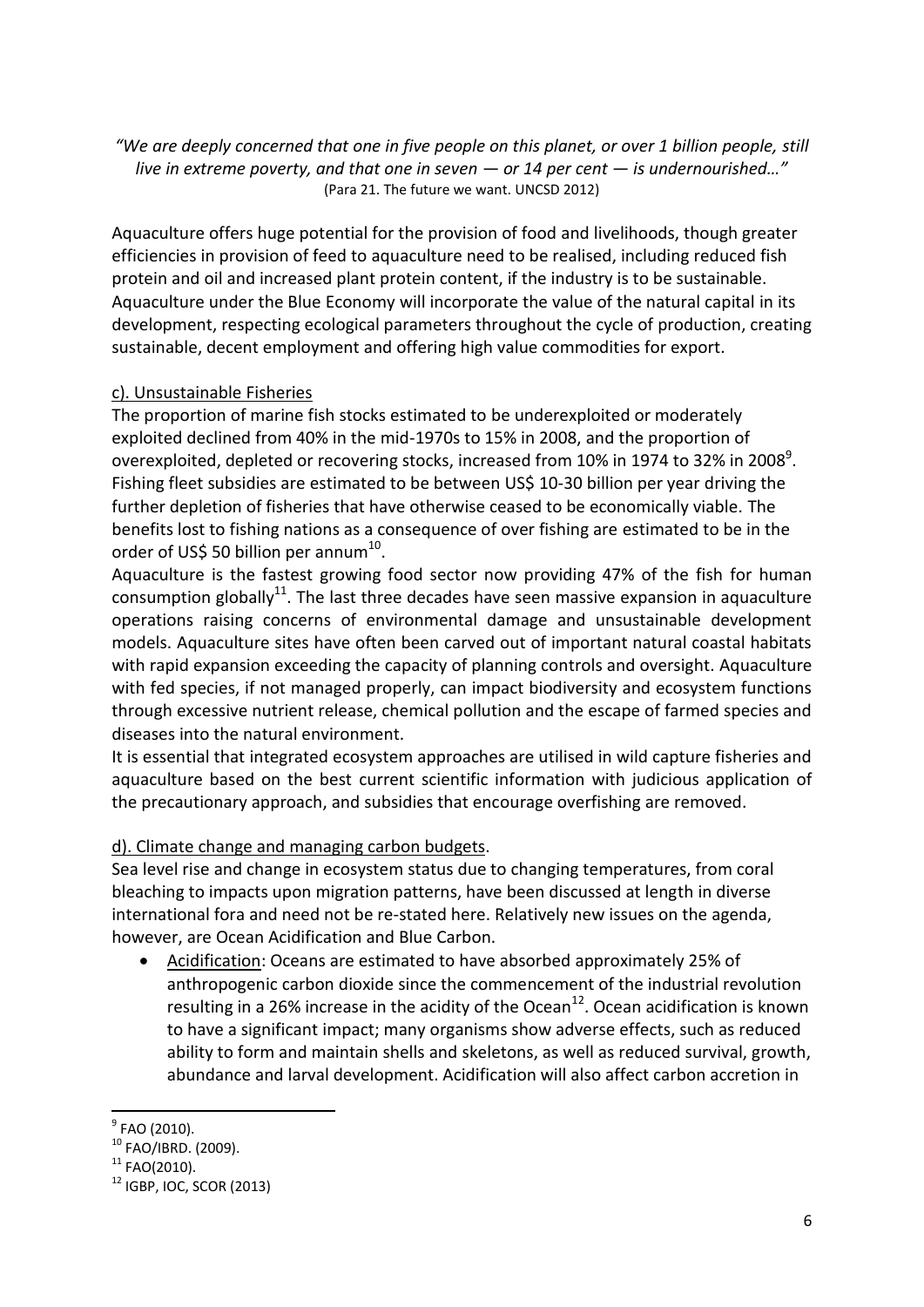*"We are deeply concerned that one in five people on this planet, or over 1 billion people, still live in extreme poverty, and that one in seven — or 14 per cent — is undernourished…"*
(Para 21. The future we want. UNCSD 2012)

Aquaculture offers huge potential for the provision of food and livelihoods, though greater efficiencies in provision of feed to aquaculture need to be realised, including reduced fish protein and oil and increased plant protein content, if the industry is to be sustainable. Aquaculture under the Blue Economy will incorporate the value of the natural capital in its development, respecting ecological parameters throughout the cycle of production, creating sustainable, decent employment and offering high value commodities for export.

c). Unsustainable Fisheries

The proportion of marine fish stocks estimated to be underexploited or moderately exploited declined from 40% in the mid-1970s to 15% in 2008, and the proportion of overexploited, depleted or recovering stocks, increased from 10% in 1974 to 32% in 2008[9]. Fishing fleet subsidies are estimated to be between US$ 10-30 billion per year driving the further depletion of fisheries that have otherwise ceased to be economically viable. The benefits lost to fishing nations as a consequence of over fishing are estimated to be in the order of US$ 50 billion per annum[10].

Aquaculture is the fastest growing food sector now providing 47% of the fish for human consumption globally[11]. The last three decades have seen massive expansion in aquaculture operations raising concerns of environmental damage and unsustainable development models. Aquaculture sites have often been carved out of important natural coastal habitats with rapid expansion exceeding the capacity of planning controls and oversight. Aquaculture with fed species, if not managed properly, can impact biodiversity and ecosystem functions through excessive nutrient release, chemical pollution and the escape of farmed species and diseases into the natural environment.

It is essential that integrated ecosystem approaches are utilised in wild capture fisheries and aquaculture based on the best current scientific information with judicious application of the precautionary approach, and subsidies that encourage overfishing are removed.

d). Climate change and managing carbon budgets.

Sea level rise and change in ecosystem status due to changing temperatures, from coral bleaching to impacts upon migration patterns, have been discussed at length in diverse international fora and need not be re-stated here. Relatively new issues on the agenda, however, are Ocean Acidification and Blue Carbon.

- Acidification: Oceans are estimated to have absorbed approximately 25% of anthropogenic carbon dioxide since the commencement of the industrial revolution resulting in a 26% increase in the acidity of the Ocean[12]. Ocean acidification is known to have a significant impact; many organisms show adverse effects, such as reduced ability to form and maintain shells and skeletons, as well as reduced survival, growth, abundance and larval development. Acidification will also affect carbon accretion in

[9] FAO (2010).
[10] FAO/IBRD. (2009).
[11] FAO(2010).
[12] IGBP, IOC, SCOR (2013)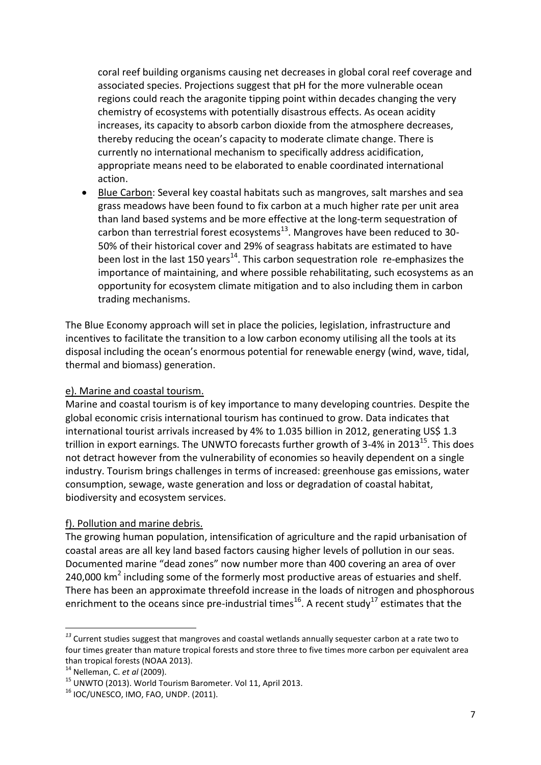coral reef building organisms causing net decreases in global coral reef coverage and associated species. Projections suggest that pH for the more vulnerable ocean regions could reach the aragonite tipping point within decades changing the very chemistry of ecosystems with potentially disastrous effects. As ocean acidity increases, its capacity to absorb carbon dioxide from the atmosphere decreases, thereby reducing the ocean's capacity to moderate climate change. There is currently no international mechanism to specifically address acidification, appropriate means need to be elaborated to enable coordinated international action.

- Blue Carbon: Several key coastal habitats such as mangroves, salt marshes and sea grass meadows have been found to fix carbon at a much higher rate per unit area than land based systems and be more effective at the long-term sequestration of carbon than terrestrial forest ecosystems[13]. Mangroves have been reduced to 30-50% of their historical cover and 29% of seagrass habitats are estimated to have been lost in the last 150 years[14]. This carbon sequestration role re-emphasizes the importance of maintaining, and where possible rehabilitating, such ecosystems as an opportunity for ecosystem climate mitigation and to also including them in carbon trading mechanisms.

The Blue Economy approach will set in place the policies, legislation, infrastructure and incentives to facilitate the transition to a low carbon economy utilising all the tools at its disposal including the ocean's enormous potential for renewable energy (wind, wave, tidal, thermal and biomass) generation.

e). Marine and coastal tourism.

Marine and coastal tourism is of key importance to many developing countries. Despite the global economic crisis international tourism has continued to grow. Data indicates that international tourist arrivals increased by 4% to 1.035 billion in 2012, generating US$ 1.3 trillion in export earnings. The UNWTO forecasts further growth of 3-4% in 2013[15]. This does not detract however from the vulnerability of economies so heavily dependent on a single industry. Tourism brings challenges in terms of increased: greenhouse gas emissions, water consumption, sewage, waste generation and loss or degradation of coastal habitat, biodiversity and ecosystem services.

f). Pollution and marine debris.

The growing human population, intensification of agriculture and the rapid urbanisation of coastal areas are all key land based factors causing higher levels of pollution in our seas. Documented marine "dead zones" now number more than 400 covering an area of over 240,000 km$^2$ including some of the formerly most productive areas of estuaries and shelf. There has been an approximate threefold increase in the loads of nitrogen and phosphorous enrichment to the oceans since pre-industrial times[16]. A recent study[17] estimates that the

---

[13] Current studies suggest that mangroves and coastal wetlands annually sequester carbon at a rate two to four times greater than mature tropical forests and store three to five times more carbon per equivalent area than tropical forests (NOAA 2013).

[14] Nelleman, C. *et al* (2009).

[15] UNWTO (2013). World Tourism Barometer. Vol 11, April 2013.

[16] IOC/UNESCO, IMO, FAO, UNDP. (2011).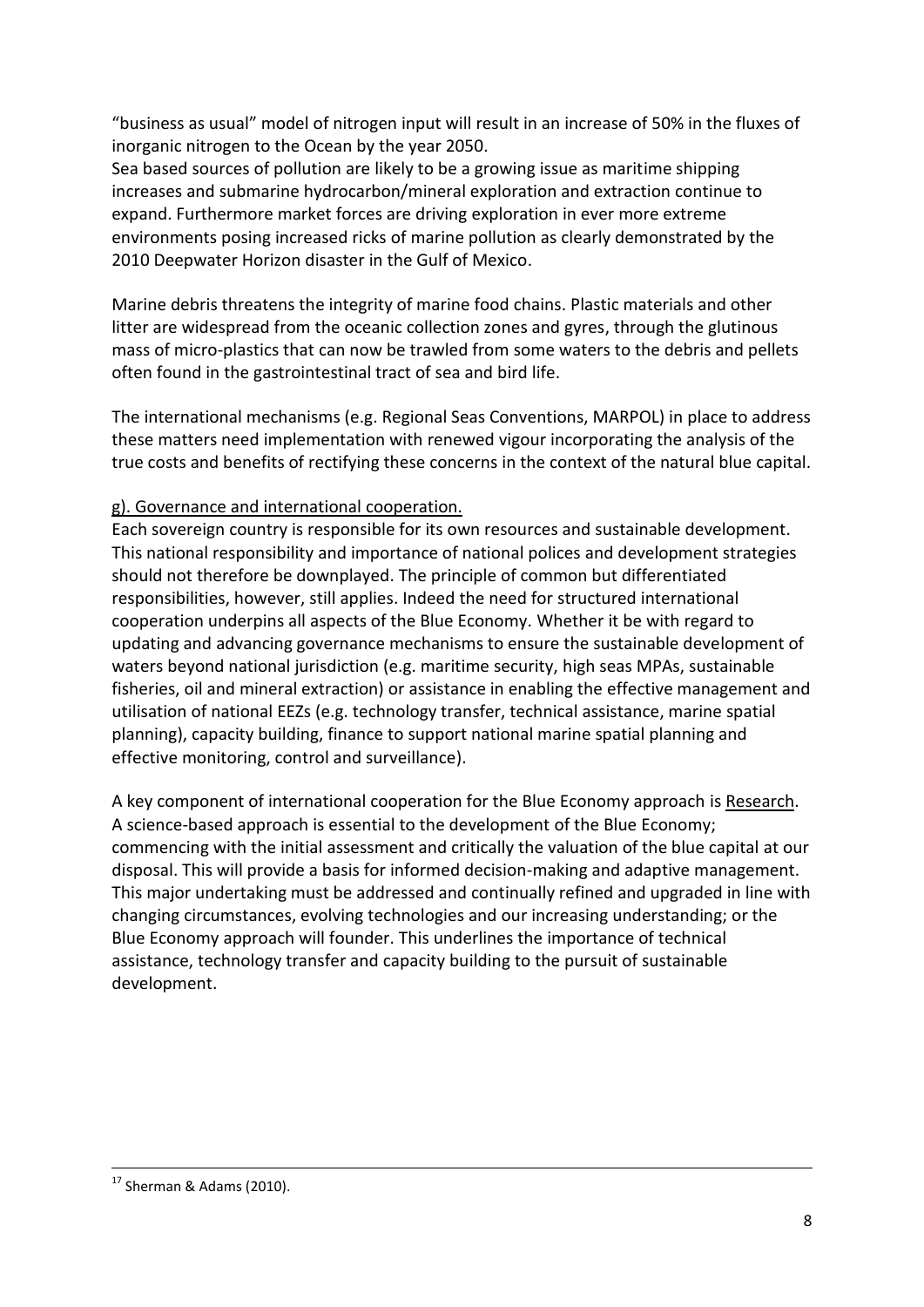"business as usual" model of nitrogen input will result in an increase of 50% in the fluxes of inorganic nitrogen to the Ocean by the year 2050.
Sea based sources of pollution are likely to be a growing issue as maritime shipping increases and submarine hydrocarbon/mineral exploration and extraction continue to expand. Furthermore market forces are driving exploration in ever more extreme environments posing increased ricks of marine pollution as clearly demonstrated by the 2010 Deepwater Horizon disaster in the Gulf of Mexico.

Marine debris threatens the integrity of marine food chains. Plastic materials and other litter are widespread from the oceanic collection zones and gyres, through the glutinous mass of micro-plastics that can now be trawled from some waters to the debris and pellets often found in the gastrointestinal tract of sea and bird life.

The international mechanisms (e.g. Regional Seas Conventions, MARPOL) in place to address these matters need implementation with renewed vigour incorporating the analysis of the true costs and benefits of rectifying these concerns in the context of the natural blue capital.

g). Governance and international cooperation.

Each sovereign country is responsible for its own resources and sustainable development. This national responsibility and importance of national polices and development strategies should not therefore be downplayed. The principle of common but differentiated responsibilities, however, still applies. Indeed the need for structured international cooperation underpins all aspects of the Blue Economy. Whether it be with regard to updating and advancing governance mechanisms to ensure the sustainable development of waters beyond national jurisdiction (e.g. maritime security, high seas MPAs, sustainable fisheries, oil and mineral extraction) or assistance in enabling the effective management and utilisation of national EEZs (e.g. technology transfer, technical assistance, marine spatial planning), capacity building, finance to support national marine spatial planning and effective monitoring, control and surveillance).

A key component of international cooperation for the Blue Economy approach is Research. A science-based approach is essential to the development of the Blue Economy; commencing with the initial assessment and critically the valuation of the blue capital at our disposal. This will provide a basis for informed decision-making and adaptive management. This major undertaking must be addressed and continually refined and upgraded in line with changing circumstances, evolving technologies and our increasing understanding; or the Blue Economy approach will founder. This underlines the importance of technical assistance, technology transfer and capacity building to the pursuit of sustainable development.

---

[17] Sherman & Adams (2010).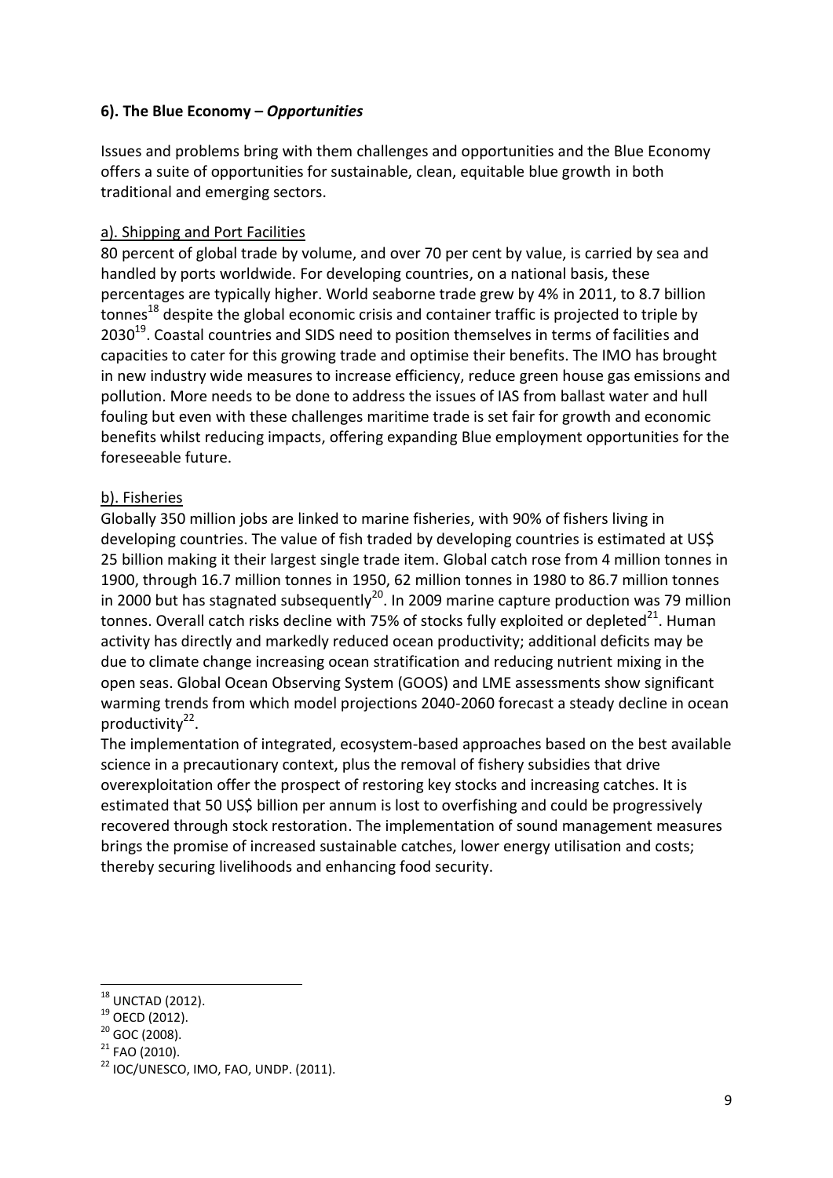### 6). The Blue Economy – *Opportunities*

Issues and problems bring with them challenges and opportunities and the Blue Economy offers a suite of opportunities for sustainable, clean, equitable blue growth in both traditional and emerging sectors.

#### a). Shipping and Port Facilities

80 percent of global trade by volume, and over 70 per cent by value, is carried by sea and handled by ports worldwide. For developing countries, on a national basis, these percentages are typically higher. World seaborne trade grew by 4% in 2011, to 8.7 billion tonnes[18] despite the global economic crisis and container traffic is projected to triple by 2030[19]. Coastal countries and SIDS need to position themselves in terms of facilities and capacities to cater for this growing trade and optimise their benefits. The IMO has brought in new industry wide measures to increase efficiency, reduce green house gas emissions and pollution. More needs to be done to address the issues of IAS from ballast water and hull fouling but even with these challenges maritime trade is set fair for growth and economic benefits whilst reducing impacts, offering expanding Blue employment opportunities for the foreseeable future.

#### b). Fisheries

Globally 350 million jobs are linked to marine fisheries, with 90% of fishers living in developing countries. The value of fish traded by developing countries is estimated at US$ 25 billion making it their largest single trade item. Global catch rose from 4 million tonnes in 1900, through 16.7 million tonnes in 1950, 62 million tonnes in 1980 to 86.7 million tonnes in 2000 but has stagnated subsequently[20]. In 2009 marine capture production was 79 million tonnes. Overall catch risks decline with 75% of stocks fully exploited or depleted[21]. Human activity has directly and markedly reduced ocean productivity; additional deficits may be due to climate change increasing ocean stratification and reducing nutrient mixing in the open seas. Global Ocean Observing System (GOOS) and LME assessments show significant warming trends from which model projections 2040-2060 forecast a steady decline in ocean productivity[22].

The implementation of integrated, ecosystem-based approaches based on the best available science in a precautionary context, plus the removal of fishery subsidies that drive overexploitation offer the prospect of restoring key stocks and increasing catches. It is estimated that 50 US$ billion per annum is lost to overfishing and could be progressively recovered through stock restoration. The implementation of sound management measures brings the promise of increased sustainable catches, lower energy utilisation and costs; thereby securing livelihoods and enhancing food security.

---

[18] UNCTAD (2012).

[19] OECD (2012).

[20] GOC (2008).

[21] FAO (2010).

[22] IOC/UNESCO, IMO, FAO, UNDP. (2011).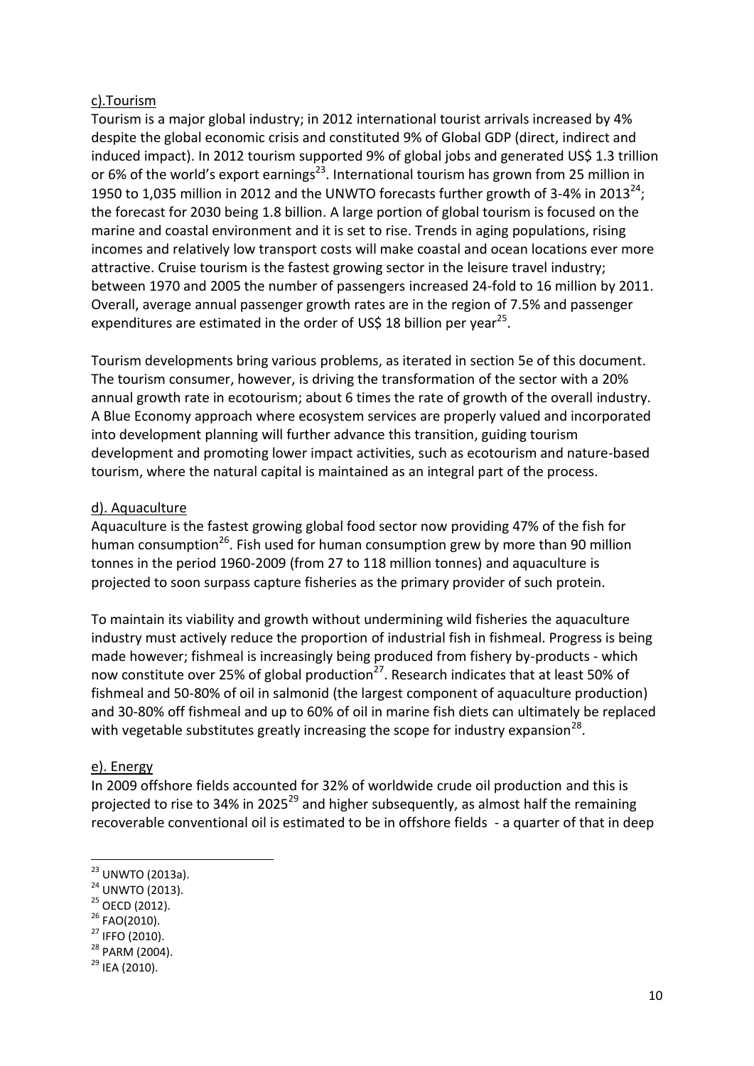c).Tourism

Tourism is a major global industry; in 2012 international tourist arrivals increased by 4% despite the global economic crisis and constituted 9% of Global GDP (direct, indirect and induced impact). In 2012 tourism supported 9% of global jobs and generated US$ 1.3 trillion or 6% of the world's export earnings[23]. International tourism has grown from 25 million in 1950 to 1,035 million in 2012 and the UNWTO forecasts further growth of 3-4% in 2013[24]; the forecast for 2030 being 1.8 billion. A large portion of global tourism is focused on the marine and coastal environment and it is set to rise. Trends in aging populations, rising incomes and relatively low transport costs will make coastal and ocean locations ever more attractive. Cruise tourism is the fastest growing sector in the leisure travel industry; between 1970 and 2005 the number of passengers increased 24-fold to 16 million by 2011. Overall, average annual passenger growth rates are in the region of 7.5% and passenger expenditures are estimated in the order of US$ 18 billion per year[25].

Tourism developments bring various problems, as iterated in section 5e of this document. The tourism consumer, however, is driving the transformation of the sector with a 20% annual growth rate in ecotourism; about 6 times the rate of growth of the overall industry. A Blue Economy approach where ecosystem services are properly valued and incorporated into development planning will further advance this transition, guiding tourism development and promoting lower impact activities, such as ecotourism and nature-based tourism, where the natural capital is maintained as an integral part of the process.

d). Aquaculture

Aquaculture is the fastest growing global food sector now providing 47% of the fish for human consumption[26]. Fish used for human consumption grew by more than 90 million tonnes in the period 1960-2009 (from 27 to 118 million tonnes) and aquaculture is projected to soon surpass capture fisheries as the primary provider of such protein.

To maintain its viability and growth without undermining wild fisheries the aquaculture industry must actively reduce the proportion of industrial fish in fishmeal. Progress is being made however; fishmeal is increasingly being produced from fishery by-products - which now constitute over 25% of global production[27]. Research indicates that at least 50% of fishmeal and 50-80% of oil in salmonid (the largest component of aquaculture production) and 30-80% off fishmeal and up to 60% of oil in marine fish diets can ultimately be replaced with vegetable substitutes greatly increasing the scope for industry expansion[28].

e). Energy

In 2009 offshore fields accounted for 32% of worldwide crude oil production and this is projected to rise to 34% in 2025[29] and higher subsequently, as almost half the remaining recoverable conventional oil is estimated to be in offshore fields - a quarter of that in deep

[23] UNWTO (2013a).
[24] UNWTO (2013).
[25] OECD (2012).
[26] FAO(2010).
[27] IFFO (2010).
[28] PARM (2004).
[29] IEA (2010).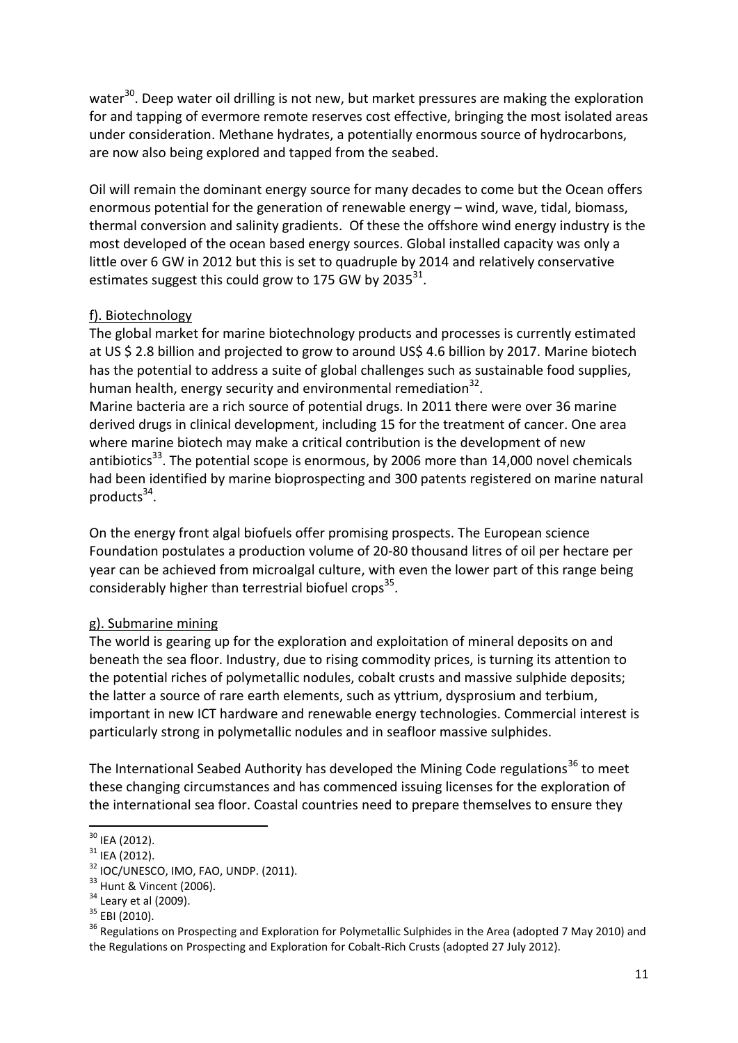water[30]. Deep water oil drilling is not new, but market pressures are making the exploration for and tapping of evermore remote reserves cost effective, bringing the most isolated areas under consideration. Methane hydrates, a potentially enormous source of hydrocarbons, are now also being explored and tapped from the seabed.

Oil will remain the dominant energy source for many decades to come but the Ocean offers enormous potential for the generation of renewable energy – wind, wave, tidal, biomass, thermal conversion and salinity gradients. Of these the offshore wind energy industry is the most developed of the ocean based energy sources. Global installed capacity was only a little over 6 GW in 2012 but this is set to quadruple by 2014 and relatively conservative estimates suggest this could grow to 175 GW by 2035[31].

f). Biotechnology

The global market for marine biotechnology products and processes is currently estimated at US $ 2.8 billion and projected to grow to around US$ 4.6 billion by 2017. Marine biotech has the potential to address a suite of global challenges such as sustainable food supplies, human health, energy security and environmental remediation[32].

Marine bacteria are a rich source of potential drugs. In 2011 there were over 36 marine derived drugs in clinical development, including 15 for the treatment of cancer. One area where marine biotech may make a critical contribution is the development of new antibiotics[33]. The potential scope is enormous, by 2006 more than 14,000 novel chemicals had been identified by marine bioprospecting and 300 patents registered on marine natural products[34].

On the energy front algal biofuels offer promising prospects. The European science Foundation postulates a production volume of 20-80 thousand litres of oil per hectare per year can be achieved from microalgal culture, with even the lower part of this range being considerably higher than terrestrial biofuel crops[35].

g). Submarine mining

The world is gearing up for the exploration and exploitation of mineral deposits on and beneath the sea floor. Industry, due to rising commodity prices, is turning its attention to the potential riches of polymetallic nodules, cobalt crusts and massive sulphide deposits; the latter a source of rare earth elements, such as yttrium, dysprosium and terbium, important in new ICT hardware and renewable energy technologies. Commercial interest is particularly strong in polymetallic nodules and in seafloor massive sulphides.

The International Seabed Authority has developed the Mining Code regulations[36] to meet these changing circumstances and has commenced issuing licenses for the exploration of the international sea floor. Coastal countries need to prepare themselves to ensure they

---

[30] IEA (2012).
[31] IEA (2012).
[32] IOC/UNESCO, IMO, FAO, UNDP. (2011).
[33] Hunt & Vincent (2006).
[34] Leary et al (2009).
[35] EBI (2010).
[36] Regulations on Prospecting and Exploration for Polymetallic Sulphides in the Area (adopted 7 May 2010) and the Regulations on Prospecting and Exploration for Cobalt-Rich Crusts (adopted 27 July 2012).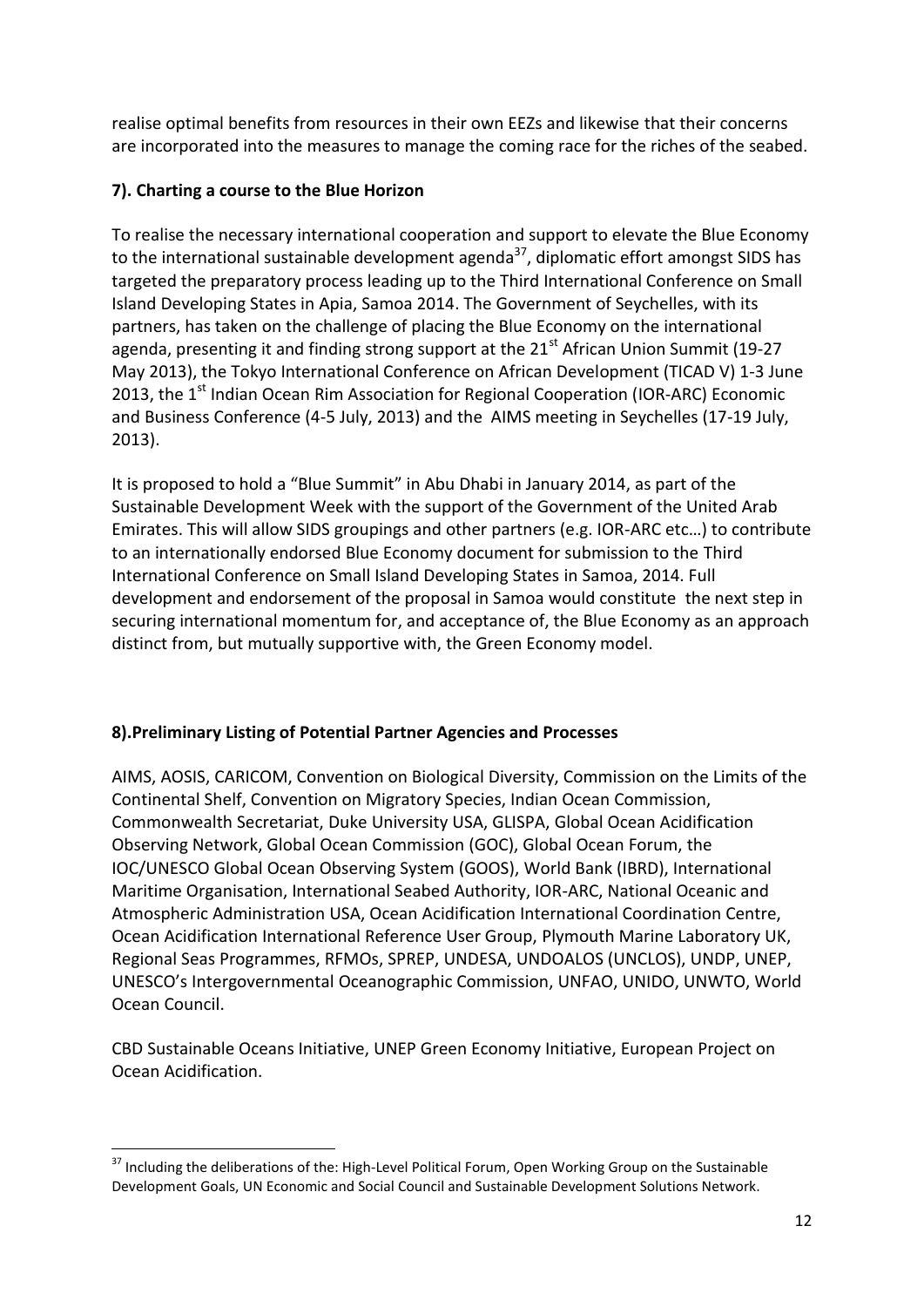realise optimal benefits from resources in their own EEZs and likewise that their concerns are incorporated into the measures to manage the coming race for the riches of the seabed.

### 7). Charting a course to the Blue Horizon

To realise the necessary international cooperation and support to elevate the Blue Economy to the international sustainable development agenda[37], diplomatic effort amongst SIDS has targeted the preparatory process leading up to the Third International Conference on Small Island Developing States in Apia, Samoa 2014. The Government of Seychelles, with its partners, has taken on the challenge of placing the Blue Economy on the international agenda, presenting it and finding strong support at the 21st African Union Summit (19-27 May 2013), the Tokyo International Conference on African Development (TICAD V) 1-3 June 2013, the 1st Indian Ocean Rim Association for Regional Cooperation (IOR-ARC) Economic and Business Conference (4-5 July, 2013) and the AIMS meeting in Seychelles (17-19 July, 2013).

It is proposed to hold a "Blue Summit" in Abu Dhabi in January 2014, as part of the Sustainable Development Week with the support of the Government of the United Arab Emirates. This will allow SIDS groupings and other partners (e.g. IOR-ARC etc…) to contribute to an internationally endorsed Blue Economy document for submission to the Third International Conference on Small Island Developing States in Samoa, 2014. Full development and endorsement of the proposal in Samoa would constitute the next step in securing international momentum for, and acceptance of, the Blue Economy as an approach distinct from, but mutually supportive with, the Green Economy model.

### 8).Preliminary Listing of Potential Partner Agencies and Processes

AIMS, AOSIS, CARICOM, Convention on Biological Diversity, Commission on the Limits of the Continental Shelf, Convention on Migratory Species, Indian Ocean Commission, Commonwealth Secretariat, Duke University USA, GLISPA, Global Ocean Acidification Observing Network, Global Ocean Commission (GOC), Global Ocean Forum, the IOC/UNESCO Global Ocean Observing System (GOOS), World Bank (IBRD), International Maritime Organisation, International Seabed Authority, IOR-ARC, National Oceanic and Atmospheric Administration USA, Ocean Acidification International Coordination Centre, Ocean Acidification International Reference User Group, Plymouth Marine Laboratory UK, Regional Seas Programmes, RFMOs, SPREP, UNDESA, UNDOALOS (UNCLOS), UNDP, UNEP, UNESCO's Intergovernmental Oceanographic Commission, UNFAO, UNIDO, UNWTO, World Ocean Council.

CBD Sustainable Oceans Initiative, UNEP Green Economy Initiative, European Project on Ocean Acidification.

---

[37] Including the deliberations of the: High-Level Political Forum, Open Working Group on the Sustainable Development Goals, UN Economic and Social Council and Sustainable Development Solutions Network.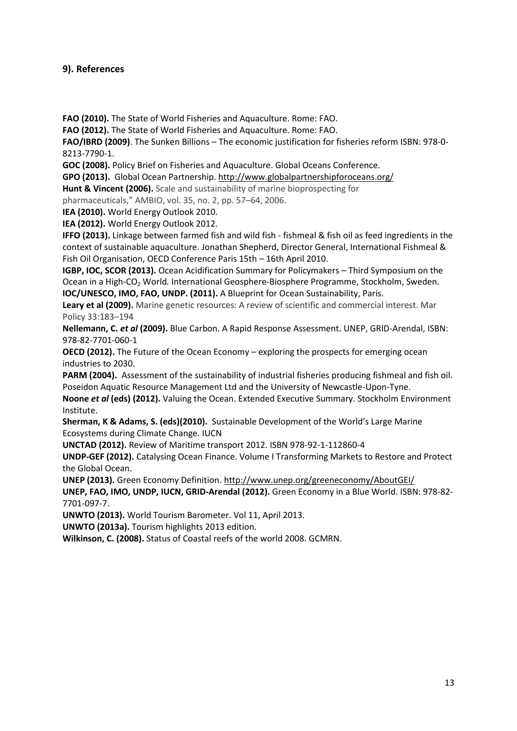## 9). References

**FAO (2010).** The State of World Fisheries and Aquaculture. Rome: FAO.

**FAO (2012).** The State of World Fisheries and Aquaculture. Rome: FAO.

**FAO/IBRD (2009)**. The Sunken Billions – The economic justification for fisheries reform ISBN: 978-0-8213-7790-1.

**GOC (2008).** Policy Brief on Fisheries and Aquaculture. Global Oceans Conference.

**GPO (2013).** Global Ocean Partnership. http://www.globalpartnershipforoceans.org/

**Hunt & Vincent (2006).** Scale and sustainability of marine bioprospecting for pharmaceuticals," AMBIO, vol. 35, no. 2, pp. 57–64, 2006.

**IEA (2010).** World Energy Outlook 2010.

**IEA (2012).** World Energy Outlook 2012.

**IFFO (2013).** Linkage between farmed fish and wild fish - fishmeal & fish oil as feed ingredients in the context of sustainable aquaculture. Jonathan Shepherd, Director General, International Fishmeal & Fish Oil Organisation, OECD Conference Paris 15th – 16th April 2010.

**IGBP, IOC, SCOR (2013).** Ocean Acidification Summary for Policymakers – Third Symposium on the Ocean in a High-$CO_2$ World*.* International Geosphere-Biosphere Programme, Stockholm, Sweden.

**IOC/UNESCO, IMO, FAO, UNDP. (2011).** A Blueprint for Ocean Sustainability, Paris.

**Leary et al (2009).** Marine genetic resources: A review of scientific and commercial interest. Mar Policy 33:183–194

**Nellemann, C. *et al* (2009).** Blue Carbon. A Rapid Response Assessment. UNEP, GRID-Arendal, ISBN: 978-82-7701-060-1

**OECD (2012).** The Future of the Ocean Economy – exploring the prospects for emerging ocean industries to 2030.

**PARM (2004).** Assessment of the sustainability of industrial fisheries producing fishmeal and fish oil. Poseidon Aquatic Resource Management Ltd and the University of Newcastle-Upon-Tyne.

**Noone *et al* (eds) (2012).** Valuing the Ocean. Extended Executive Summary. Stockholm Environment Institute.

**Sherman, K & Adams, S. (eds)(2010).** Sustainable Development of the World's Large Marine Ecosystems during Climate Change. IUCN

**UNCTAD (2012).** Review of Maritime transport 2012. ISBN 978-92-1-112860-4

**UNDP-GEF (2012).** Catalysing Ocean Finance. Volume I Transforming Markets to Restore and Protect the Global Ocean.

**UNEP (2013).** Green Economy Definition. http://www.unep.org/greeneconomy/AboutGEI/

**UNEP, FAO, IMO, UNDP, IUCN, GRID-Arendal (2012).** Green Economy in a Blue World. ISBN: 978-82-7701-097-7.

**UNWTO (2013).** World Tourism Barometer. Vol 11, April 2013.

**UNWTO (2013a).** Tourism highlights 2013 edition.

**Wilkinson, C. (2008).** Status of Coastal reefs of the world 2008. GCMRN.